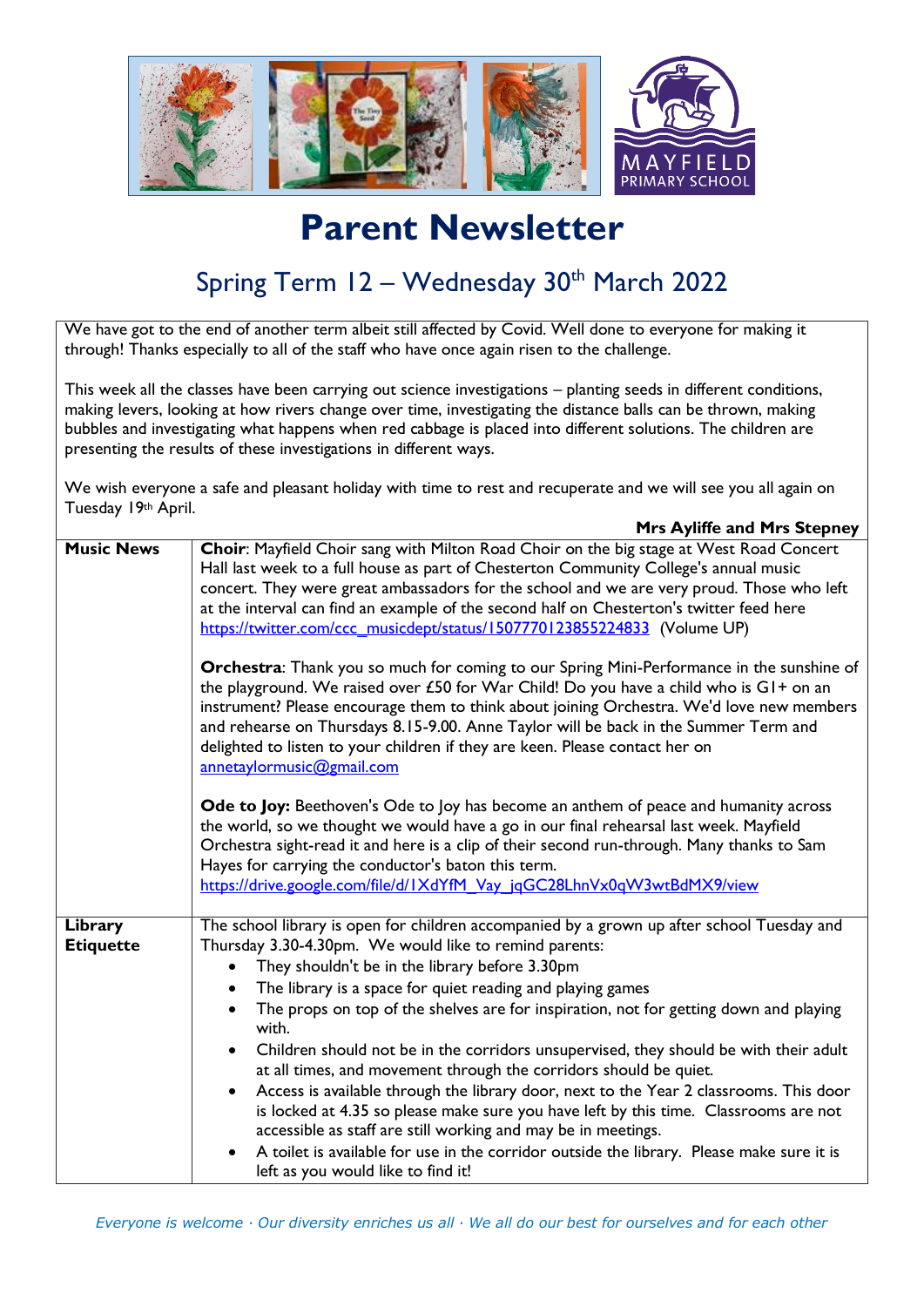# Parent Newsletter

## Spring Term 12 – Wednesday 30th March 2022

We have got to the end of another term albeit still affected by Covid. Well done to everyone for making it through! Thanks especially to all of the staff who have once again risen to the challenge.

This week all the classes have been carrying out science investigations – planting seeds in different conditions, making levers, looking at how rivers change over time, investigating the distance balls can be thrown, making bubbles and investigating what happens when red cabbage is placed into different solutions. The children are presenting the results of these investigations in different ways.

We wish everyone a safe and pleasant holiday with time to rest and recuperate and we will see you all again on Tuesday 19th April.

**Mrs Ayliffe and Mrs Stepney**

| | |
|---|---|
| **Music News** | **Choir**: Mayfield Choir sang with Milton Road Choir on the big stage at West Road Concert Hall last week to a full house as part of Chesterton Community College's annual music concert. They were great ambassadors for the school and we are very proud. Those who left at the interval can find an example of the second half on Chesterton's twitter feed here https://twitter.com/ccc_musicdept/status/1507770123855224833 (Volume UP)<br><br>**Orchestra**: Thank you so much for coming to our Spring Mini-Performance in the sunshine of the playground. We raised over £50 for War Child! Do you have a child who is G1+ on an instrument? Please encourage them to think about joining Orchestra. We'd love new members and rehearse on Thursdays 8.15-9.00. Anne Taylor will be back in the Summer Term and delighted to listen to your children if they are keen. Please contact her on annetaylormusic@gmail.com<br><br>**Ode to Joy:** Beethoven's Ode to Joy has become an anthem of peace and humanity across the world, so we thought we would have a go in our final rehearsal last week. Mayfield Orchestra sight-read it and here is a clip of their second run-through. Many thanks to Sam Hayes for carrying the conductor's baton this term. https://drive.google.com/file/d/1XdYfM_Vay_jqGC28LhnVx0qW3wtBdMX9/view |
| **Library Etiquette** | The school library is open for children accompanied by a grown up after school Tuesday and Thursday 3.30-4.30pm. We would like to remind parents:<br>• They shouldn't be in the library before 3.30pm<br>• The library is a space for quiet reading and playing games<br>• The props on top of the shelves are for inspiration, not for getting down and playing with.<br>• Children should not be in the corridors unsupervised, they should be with their adult at all times, and movement through the corridors should be quiet.<br>• Access is available through the library door, next to the Year 2 classrooms. This door is locked at 4.35 so please make sure you have left by this time. Classrooms are not accessible as staff are still working and may be in meetings.<br>• A toilet is available for use in the corridor outside the library. Please make sure it is left as you would like to find it! |

*Everyone is welcome · Our diversity enriches us all · We all do our best for ourselves and for each other*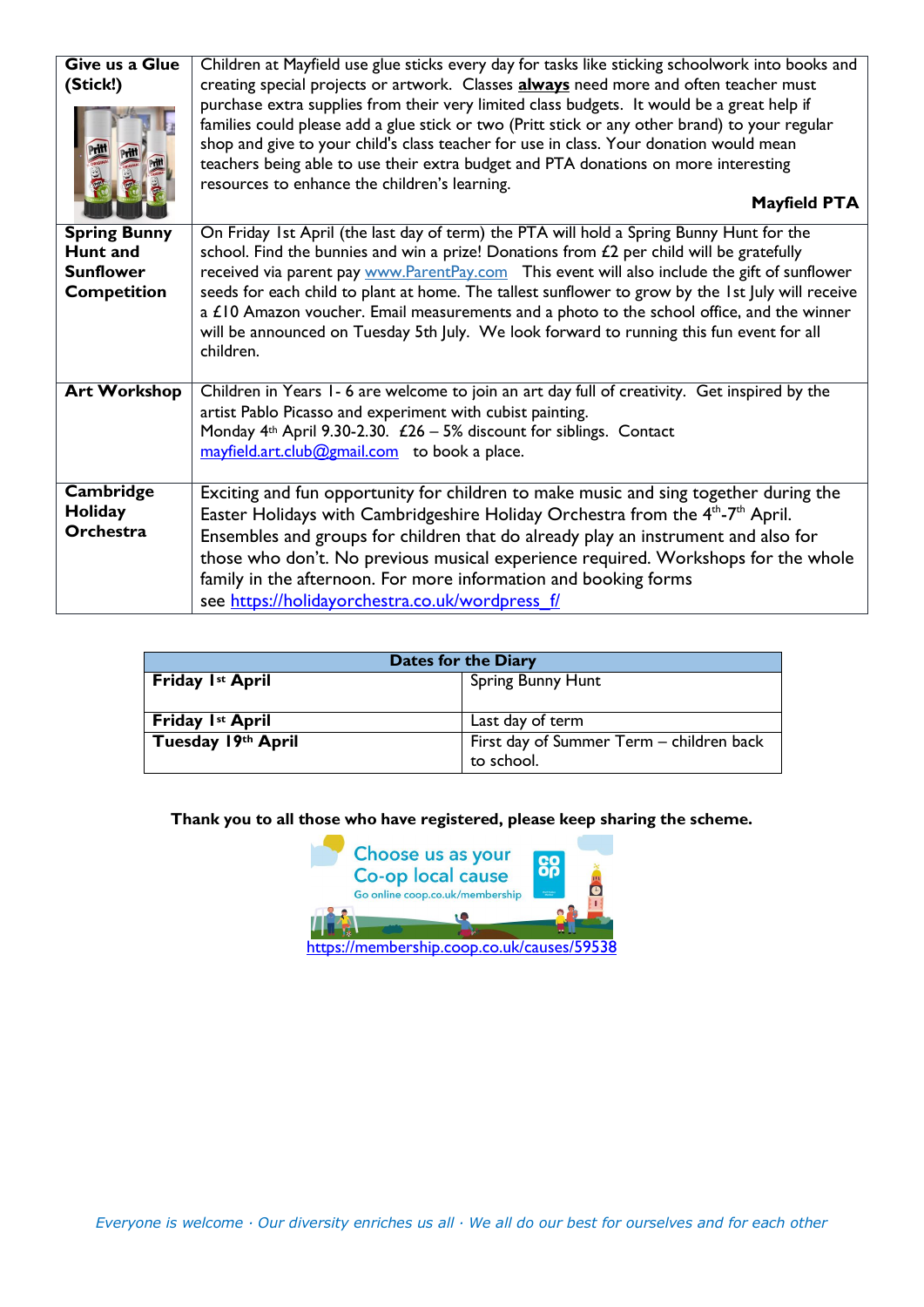| | |
|---|---|
| **Give us a Glue (Stick!)** | Children at Mayfield use glue sticks every day for tasks like sticking schoolwork into books and creating special projects or artwork. Classes **always** need more and often teacher must purchase extra supplies from their very limited class budgets. It would be a great help if families could please add a glue stick or two (Pritt stick or any other brand) to your regular shop and give to your child's class teacher for use in class. Your donation would mean teachers being able to use their extra budget and PTA donations on more interesting resources to enhance the children's learning. **Mayfield PTA** |
| **Spring Bunny Hunt and Sunflower Competition** | On Friday 1st April (the last day of term) the PTA will hold a Spring Bunny Hunt for the school. Find the bunnies and win a prize! Donations from £2 per child will be gratefully received via parent pay www.ParentPay.com This event will also include the gift of sunflower seeds for each child to plant at home. The tallest sunflower to grow by the 1st July will receive a £10 Amazon voucher. Email measurements and a photo to the school office, and the winner will be announced on Tuesday 5th July. We look forward to running this fun event for all children. |
| **Art Workshop** | Children in Years 1- 6 are welcome to join an art day full of creativity. Get inspired by the artist Pablo Picasso and experiment with cubist painting. Monday 4th April 9.30-2.30. £26 – 5% discount for siblings. Contact mayfield.art.club@gmail.com to book a place. |
| **Cambridge Holiday Orchestra** | Exciting and fun opportunity for children to make music and sing together during the Easter Holidays with Cambridgeshire Holiday Orchestra from the 4th-7th April. Ensembles and groups for children that do already play an instrument and also for those who don't. No previous musical experience required. Workshops for the whole family in the afternoon. For more information and booking forms see https://holidayorchestra.co.uk/wordpress_f/ |

| Dates for the Diary | |
|---|---|
| **Friday 1st April** | Spring Bunny Hunt |
| **Friday 1st April** | Last day of term |
| **Tuesday 19th April** | First day of Summer Term – children back to school. |

**Thank you to all those who have registered, please keep sharing the scheme.**

Choose us as your Co-op local cause
Go online coop.co.uk/membership

https://membership.coop.co.uk/causes/59538

*Everyone is welcome · Our diversity enriches us all · We all do our best for ourselves and for each other*